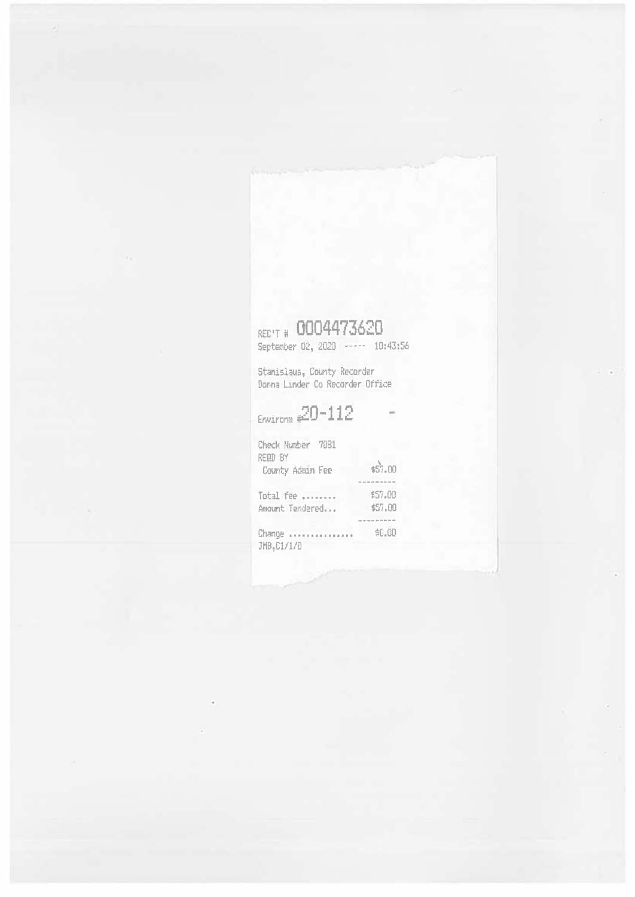REC'T # 0004473620

September 02, 2020 ----- 10:43:56

Stanislaus, County Recorder

Donna Linder Co Recorder Office

Environm #20-112 -

Check Number 7081

REQD BY

| | |
|---|---|
| County Admin Fee | $57.00 |
| | --------- |
| Total fee ........ | $57.00 |
| Amount Tendered... | $57.00 |
| | --------- |
| Change ............... | $0.00 |

JMB,C1/1/0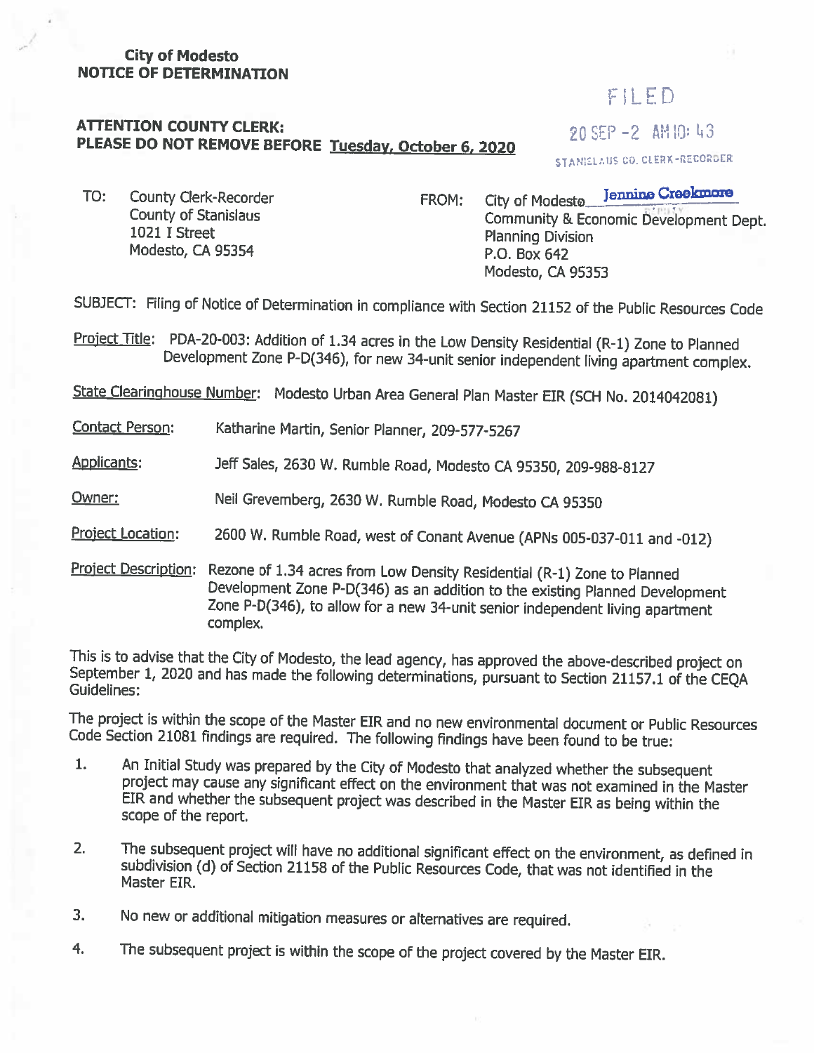**City of Modesto**
**NOTICE OF DETERMINATION**

FILED

20 SEP -2 AM 10: 43

STANISLAUS CO. CLERK-RECORDER

**ATTENTION COUNTY CLERK:**
**PLEASE DO NOT REMOVE BEFORE Tuesday, October 6, 2020**

TO: County Clerk-Recorder
County of Stanislaus
1021 I Street
Modesto, CA 95354

FROM: City of Modesto Jennine Creekmore
Community & Economic Development Dept.
Planning Division
P.O. Box 642
Modesto, CA 95353

SUBJECT: Filing of Notice of Determination in compliance with Section 21152 of the Public Resources Code

Project Title: PDA-20-003: Addition of 1.34 acres in the Low Density Residential (R-1) Zone to Planned Development Zone P-D(346), for new 34-unit senior independent living apartment complex.

State Clearinghouse Number: Modesto Urban Area General Plan Master EIR (SCH No. 2014042081)

Contact Person: Katharine Martin, Senior Planner, 209-577-5267

Applicants: Jeff Sales, 2630 W. Rumble Road, Modesto CA 95350, 209-988-8127

Owner: Neil Grevemberg, 2630 W. Rumble Road, Modesto CA 95350

Project Location: 2600 W. Rumble Road, west of Conant Avenue (APNs 005-037-011 and -012)

Project Description: Rezone of 1.34 acres from Low Density Residential (R-1) Zone to Planned Development Zone P-D(346) as an addition to the existing Planned Development Zone P-D(346), to allow for a new 34-unit senior independent living apartment complex.

This is to advise that the City of Modesto, the lead agency, has approved the above-described project on September 1, 2020 and has made the following determinations, pursuant to Section 21157.1 of the CEQA Guidelines:

The project is within the scope of the Master EIR and no new environmental document or Public Resources Code Section 21081 findings are required. The following findings have been found to be true:

1. An Initial Study was prepared by the City of Modesto that analyzed whether the subsequent project may cause any significant effect on the environment that was not examined in the Master EIR and whether the subsequent project was described in the Master EIR as being within the scope of the report.
2. The subsequent project will have no additional significant effect on the environment, as defined in subdivision (d) of Section 21158 of the Public Resources Code, that was not identified in the Master EIR.
3. No new or additional mitigation measures or alternatives are required.
4. The subsequent project is within the scope of the project covered by the Master EIR.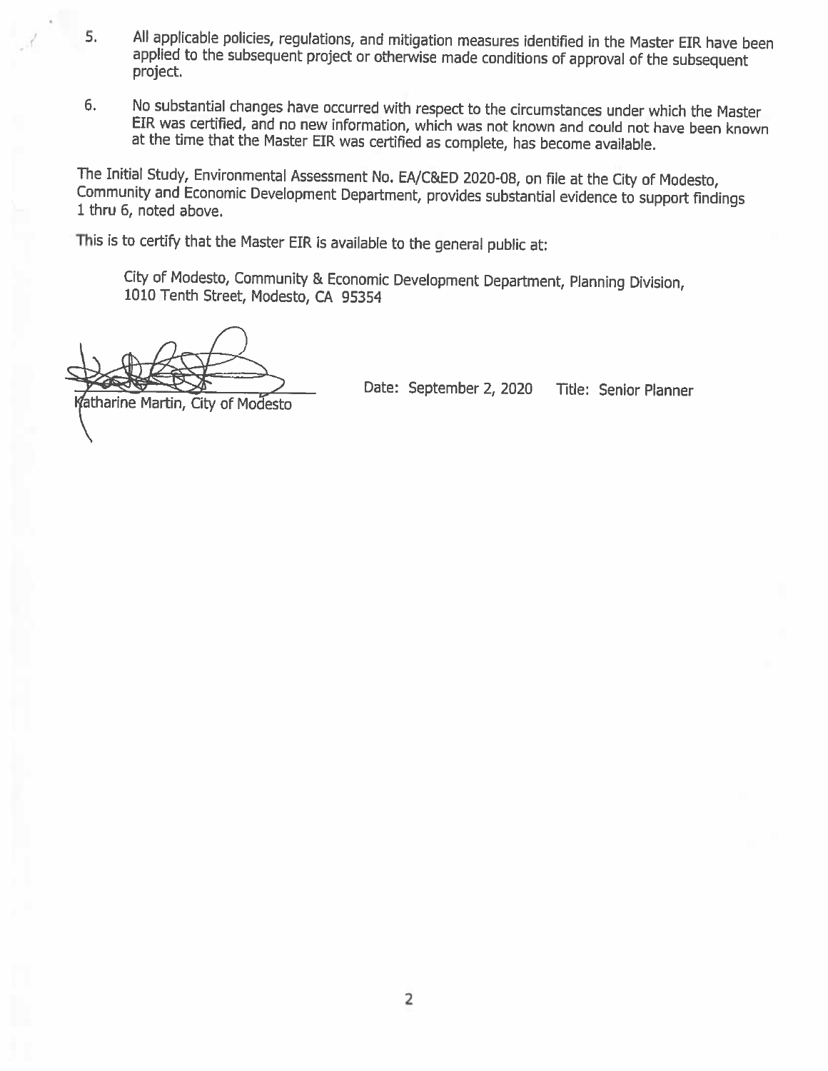5. All applicable policies, regulations, and mitigation measures identified in the Master EIR have been applied to the subsequent project or otherwise made conditions of approval of the subsequent project.

6. No substantial changes have occurred with respect to the circumstances under which the Master EIR was certified, and no new information, which was not known and could not have been known at the time that the Master EIR was certified as complete, has become available.

The Initial Study, Environmental Assessment No. EA/C&ED 2020-08, on file at the City of Modesto, Community and Economic Development Department, provides substantial evidence to support findings 1 thru 6, noted above.

This is to certify that the Master EIR is available to the general public at:

City of Modesto, Community & Economic Development Department, Planning Division, 1010 Tenth Street, Modesto, CA 95354

Katharine Martin, City of Modesto

Date: September 2, 2020 Title: Senior Planner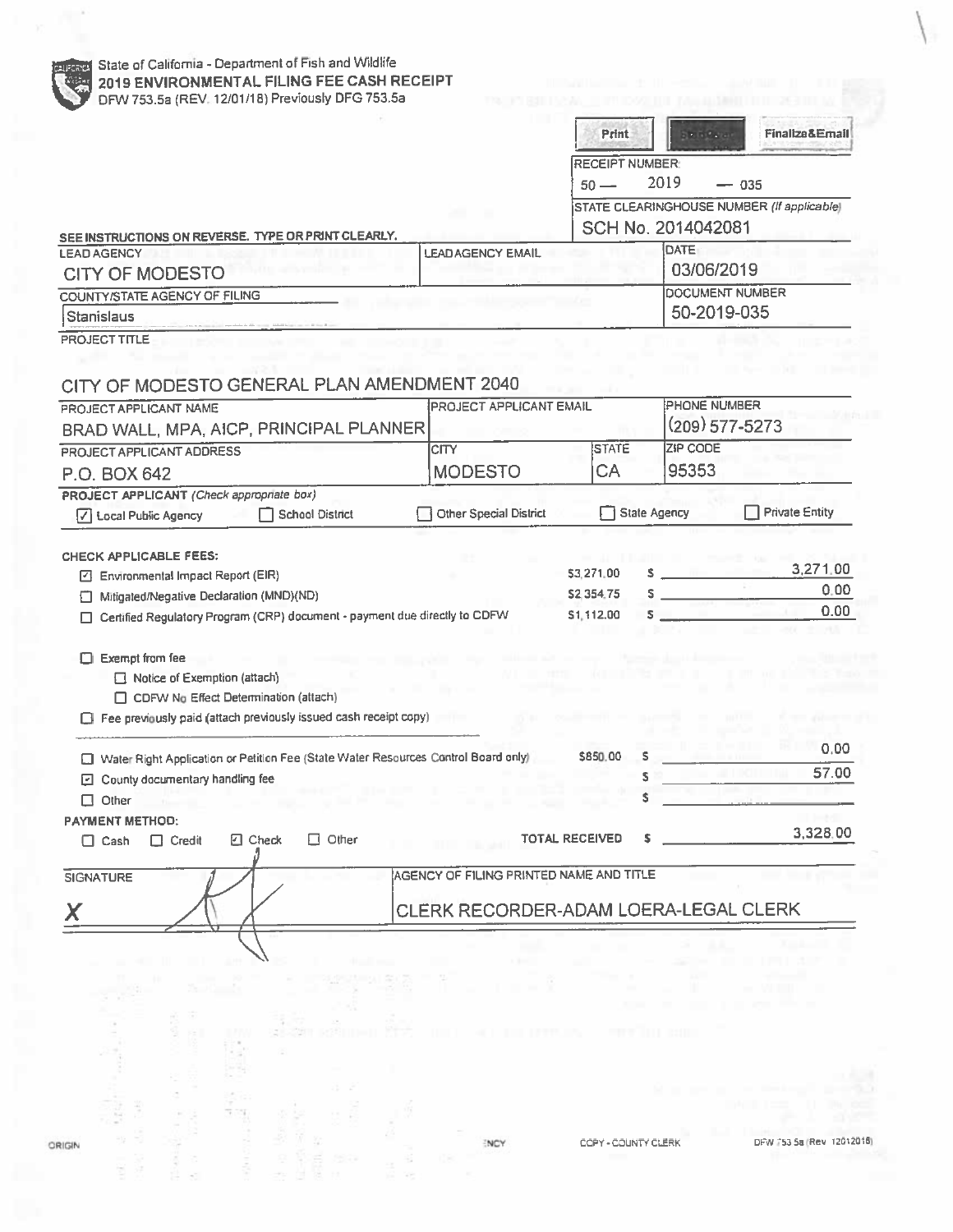State of California - Department of Fish and Wildlife

**2019 ENVIRONMENTAL FILING FEE CASH RECEIPT**

DFW 753.5a (REV. 12/01/18) Previously DFG 753.5a

Print | Finalize&Email

RECEIPT NUMBER:
50 — 2019 — 035

STATE CLEARINGHOUSE NUMBER (If applicable)
SCH No. 2014042081

SEE INSTRUCTIONS ON REVERSE. TYPE OR PRINT CLEARLY.

| LEAD AGENCY | LEAD AGENCY EMAIL | DATE |
|---|---|---|
| CITY OF MODESTO | | 03/06/2019 |

| COUNTY/STATE AGENCY OF FILING | DOCUMENT NUMBER |
|---|---|
| Stanislaus | 50-2019-035 |

PROJECT TITLE

CITY OF MODESTO GENERAL PLAN AMENDMENT 2040

| PROJECT APPLICANT NAME | PROJECT APPLICANT EMAIL | PHONE NUMBER |
|---|---|---|
| BRAD WALL, MPA, AICP, PRINCIPAL PLANNER | | (209) 577-5273 |

| PROJECT APPLICANT ADDRESS | CITY | STATE | ZIP CODE |
|---|---|---|---|
| P.O. BOX 642 | MODESTO | CA | 95353 |

PROJECT APPLICANT (Check appropriate box)

☑ Local Public Agency ☐ School District ☐ Other Special District ☐ State Agency ☐ Private Entity

CHECK APPLICABLE FEES:

| | | |
|---|---|---|
| ☑ Environmental Impact Report (EIR) | $3,271.00 | $ 3,271.00 |
| ☐ Mitigated/Negative Declaration (MND)(ND) | $2,354.75 | $ 0.00 |
| ☐ Certified Regulatory Program (CRP) document - payment due directly to CDFW | $1,112.00 | $ 0.00 |

☐ Exempt from fee
- ☐ Notice of Exemption (attach)
- ☐ CDFW No Effect Determination (attach)

☐ Fee previously paid (attach previously issued cash receipt copy)

| | | |
|---|---|---|
| ☐ Water Right Application or Petition Fee (State Water Resources Control Board only) | $850.00 | $ 0.00 |
| ☑ County documentary handling fee | | $ 57.00 |
| ☐ Other | | $ |

PAYMENT METHOD:

☐ Cash ☐ Credit ☑ Check ☐ Other

TOTAL RECEIVED $ 3,328.00

| SIGNATURE | AGENCY OF FILING PRINTED NAME AND TITLE |
|---|---|
| X | CLERK RECORDER-ADAM LOERA-LEGAL CLERK |

ORIGIN ... NCY COPY - COUNTY CLERK DFW 753.5a (Rev. 12012018)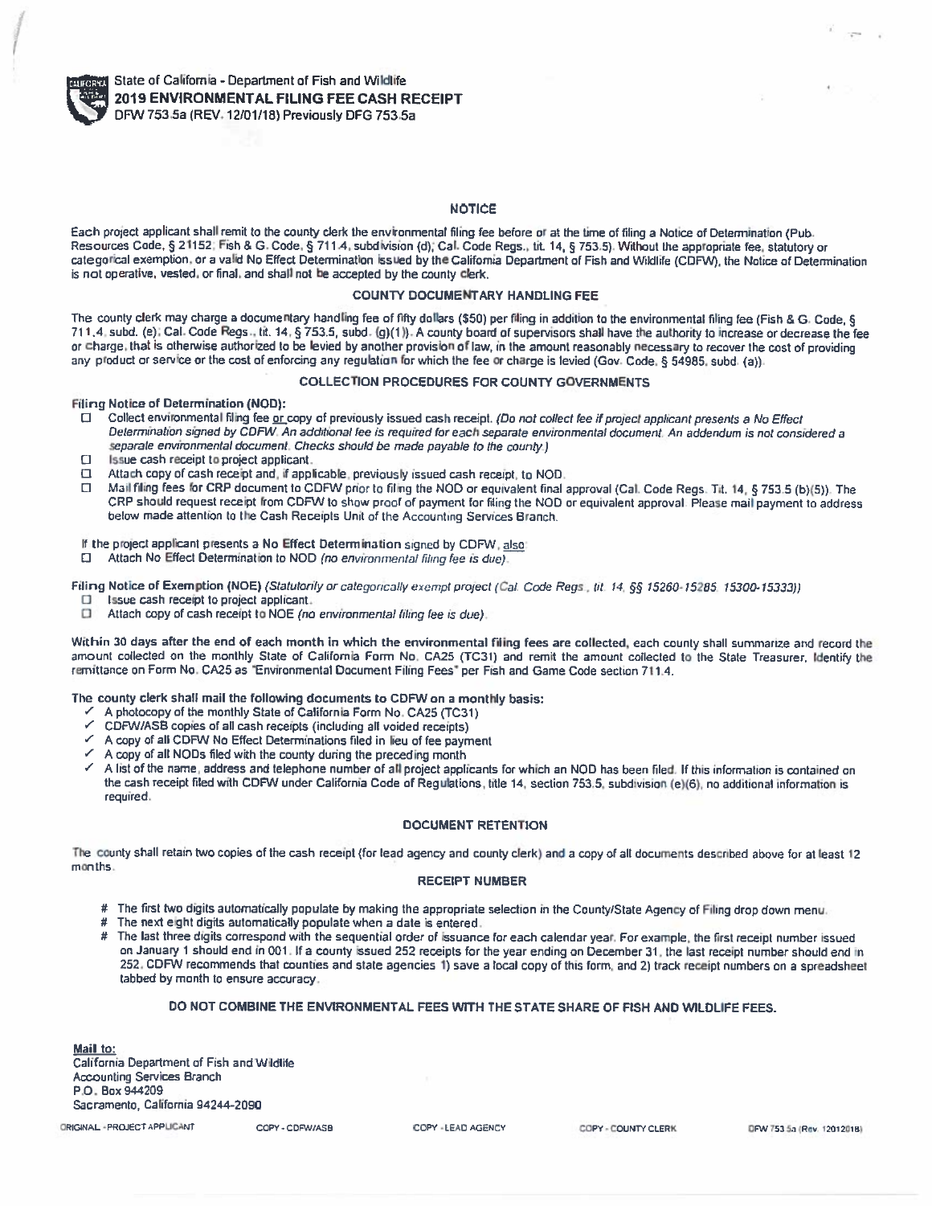State of California - Department of Fish and Wildlife
**2019 ENVIRONMENTAL FILING FEE CASH RECEIPT**
DFW 753.5a (REV. 12/01/18) Previously DFG 753.5a

## NOTICE

Each project applicant shall remit to the county clerk the environmental filing fee before or at the time of filing a Notice of Determination (Pub. Resources Code, § 21152; Fish & G. Code, § 711.4, subdivision (d); Cal. Code Regs., tit. 14, § 753.5). Without the appropriate fee, statutory or categorical exemption, or a valid No Effect Determination issued by the California Department of Fish and Wildlife (CDFW), the Notice of Determination is not operative, vested, or final, and shall not be accepted by the county clerk.

## COUNTY DOCUMENTARY HANDLING FEE

The county clerk may charge a documentary handling fee of fifty dollars ($50) per filing in addition to the environmental filing fee (Fish & G. Code, § 711.4, subd. (e); Cal. Code Regs., tit. 14, § 753.5, subd. (g)(1)). A county board of supervisors shall have the authority to increase or decrease the fee or charge, that is otherwise authorized to be levied by another provision of law, in the amount reasonably necessary to recover the cost of providing any product or service or the cost of enforcing any regulation for which the fee or charge is levied (Gov. Code, § 54985, subd. (a)).

## COLLECTION PROCEDURES FOR COUNTY GOVERNMENTS

**Filing Notice of Determination (NOD):**

- ☐ Collect environmental filing fee or copy of previously issued cash receipt. *(Do not collect fee if project applicant presents a No Effect Determination signed by CDFW. An additional fee is required for each separate environmental document. An addendum is not considered a separate environmental document. Checks should be made payable to the county.)*
- ☐ Issue cash receipt to project applicant.
- ☐ Attach copy of cash receipt and, if applicable, previously issued cash receipt, to NOD.
- ☐ Mail filing fees for CRP document to CDFW prior to filing the NOD or equivalent final approval (Cal. Code Regs. Tit. 14, § 753.5 (b)(5)). The CRP should request receipt from CDFW to show proof of payment for filing the NOD or equivalent approval. Please mail payment to address below made attention to the Cash Receipts Unit of the Accounting Services Branch.

If the project applicant presents a No Effect Determination signed by CDFW, also:

- ☐ Attach No Effect Determination to NOD *(no environmental filing fee is due)*.

**Filing Notice of Exemption (NOE)** *(Statutorily or categorically exempt project (Cal. Code Regs., tit. 14, §§ 15260-15285, 15300-15333))*

- ☐ Issue cash receipt to project applicant.
- ☐ Attach copy of cash receipt to NOE *(no environmental filing fee is due)*.

**Within 30 days after the end of each month in which the environmental filing fees are collected,** each county shall summarize and record the amount collected on the monthly State of California Form No. CA25 (TC31) and remit the amount collected to the State Treasurer. Identify the remittance on Form No. CA25 as "Environmental Document Filing Fees" per Fish and Game Code section 711.4.

**The county clerk shall mail the following documents to CDFW on a monthly basis:**

- ✓ A photocopy of the monthly State of California Form No. CA25 (TC31)
- ✓ CDFW/ASB copies of all cash receipts (including all voided receipts)
- ✓ A copy of all CDFW No Effect Determinations filed in lieu of fee payment
- ✓ A copy of all NODs filed with the county during the preceding month
- ✓ A list of the name, address and telephone number of all project applicants for which an NOD has been filed. If this information is contained on the cash receipt filed with CDFW under California Code of Regulations, title 14, section 753.5, subdivision (e)(6), no additional information is required.

## DOCUMENT RETENTION

The county shall retain two copies of the cash receipt (for lead agency and county clerk) and a copy of all documents described above for at least 12 months.

## RECEIPT NUMBER

- # The first two digits automatically populate by making the appropriate selection in the County/State Agency of Filing drop down menu.
- # The next eight digits automatically populate when a date is entered.
- # The last three digits correspond with the sequential order of issuance for each calendar year. For example, the first receipt number issued on January 1 should end in 001. If a county issued 252 receipts for the year ending on December 31, the last receipt number should end in 252. CDFW recommends that counties and state agencies 1) save a local copy of this form, and 2) track receipt numbers on a spreadsheet tabbed by month to ensure accuracy.

**DO NOT COMBINE THE ENVIRONMENTAL FEES WITH THE STATE SHARE OF FISH AND WILDLIFE FEES.**

**Mail to:**
California Department of Fish and Wildlife
Accounting Services Branch
P.O. Box 944209
Sacramento, California 94244-2090

ORIGINAL - PROJECT APPLICANT COPY - CDFW/ASB COPY - LEAD AGENCY COPY - COUNTY CLERK DFW 753.5a (Rev. 12012018)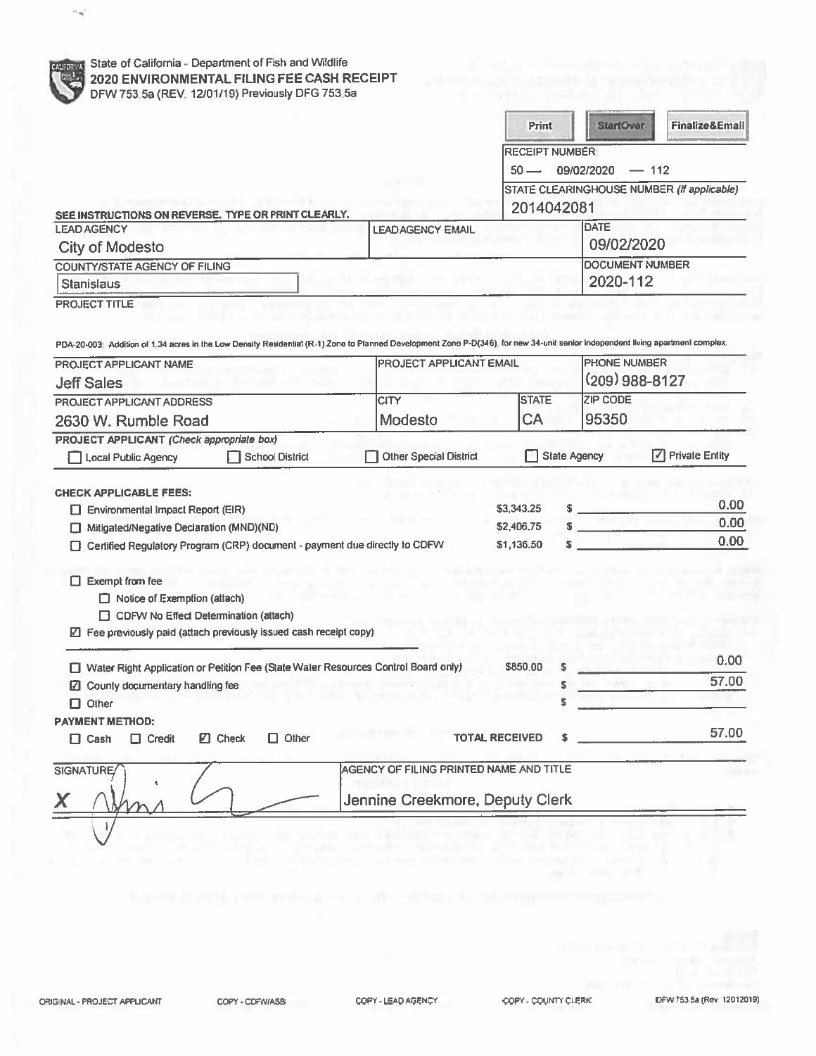State of California - Department of Fish and Wildlife
**2020 ENVIRONMENTAL FILING FEE CASH RECEIPT**
DFW 753.5a (REV. 12/01/19) Previously DFG 753.5a

Print | StartOver | Finalize&Email

RECEIPT NUMBER:
50 — 09/02/2020 — 112

STATE CLEARINGHOUSE NUMBER *(If applicable)*
2014042081

**SEE INSTRUCTIONS ON REVERSE. TYPE OR PRINT CLEARLY.**

| LEAD AGENCY | LEAD AGENCY EMAIL | DATE |
|---|---|---|
| City of Modesto | | 09/02/2020 |

| COUNTY/STATE AGENCY OF FILING | DOCUMENT NUMBER |
|---|---|
| Stanislaus | 2020-112 |

PROJECT TITLE

PDA-20-003: Addition of 1.34 acres in the Low Density Residential (R-1) Zone to Planned Development Zone P-D(346), for new 34-unit senior independent living apartment complex.

| PROJECT APPLICANT NAME | PROJECT APPLICANT EMAIL | PHONE NUMBER |
|---|---|---|
| Jeff Sales | | (209) 988-8127 |

| PROJECT APPLICANT ADDRESS | CITY | STATE | ZIP CODE |
|---|---|---|---|
| 2630 W. Rumble Road | Modesto | CA | 95350 |

**PROJECT APPLICANT** *(Check appropriate box)*

☐ Local Public Agency ☐ School District ☐ Other Special District ☐ State Agency ☑ Private Entity

**CHECK APPLICABLE FEES:**

| | | |
|---|---|---|
| ☐ Environmental Impact Report (EIR) | $3,343.25 | $ 0.00 |
| ☐ Mitigated/Negative Declaration (MND)(ND) | $2,406.75 | $ 0.00 |
| ☐ Certified Regulatory Program (CRP) document - payment due directly to CDFW | $1,136.50 | $ 0.00 |

☐ Exempt from fee
- ☐ Notice of Exemption (attach)
- ☐ CDFW No Effect Determination (attach)

☑ Fee previously paid (attach previously issued cash receipt copy)

| | | |
|---|---|---|
| ☐ Water Right Application or Petition Fee (State Water Resources Control Board only) | $850.00 | $ 0.00 |
| ☑ County documentary handling fee | | $ 57.00 |
| ☐ Other | | $ |

**PAYMENT METHOD:**

☐ Cash ☐ Credit ☑ Check ☐ Other **TOTAL RECEIVED** $ 57.00

| SIGNATURE | AGENCY OF FILING PRINTED NAME AND TITLE |
|---|---|
| X [signature] | Jennine Creekmore, Deputy Clerk |

ORIGINAL - PROJECT APPLICANT COPY - CDFW/ASB COPY - LEAD AGENCY COPY - COUNTY CLERK DFW 753.5a (Rev. 12012019)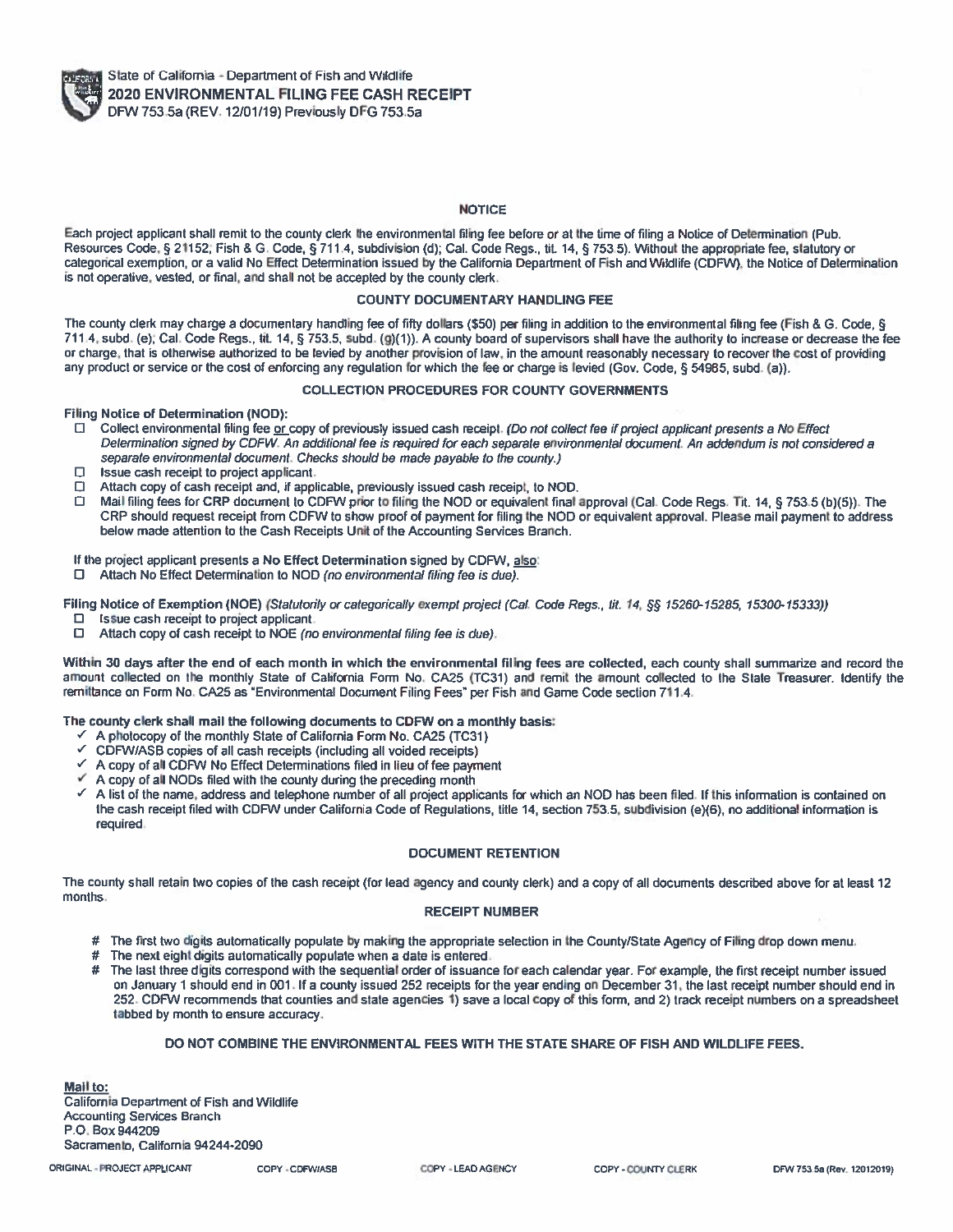State of California - Department of Fish and Wildlife
**2020 ENVIRONMENTAL FILING FEE CASH RECEIPT**
DFW 753.5a (REV. 12/01/19) Previously DFG 753.5a

## NOTICE

Each project applicant shall remit to the county clerk the environmental filing fee before or at the time of filing a Notice of Determination (Pub. Resources Code, § 21152; Fish & G. Code, § 711.4, subdivision (d); Cal. Code Regs., tit. 14, § 753.5). Without the appropriate fee, statutory or categorical exemption, or a valid No Effect Determination issued by the California Department of Fish and Wildlife (CDFW), the Notice of Determination is not operative, vested, or final, and shall not be accepted by the county clerk.

## COUNTY DOCUMENTARY HANDLING FEE

The county clerk may charge a documentary handling fee of fifty dollars ($50) per filing in addition to the environmental filing fee (Fish & G. Code, § 711.4, subd. (e); Cal. Code Regs., tit. 14, § 753.5, subd. (g)(1)). A county board of supervisors shall have the authority to increase or decrease the fee or charge, that is otherwise authorized to be levied by another provision of law, in the amount reasonably necessary to recover the cost of providing any product or service or the cost of enforcing any regulation for which the fee or charge is levied (Gov. Code, § 54985, subd. (a)).

## COLLECTION PROCEDURES FOR COUNTY GOVERNMENTS

**Filing Notice of Determination (NOD):**

- ☐ Collect environmental filing fee or copy of previously issued cash receipt. *(Do not collect fee if project applicant presents a No Effect Determination signed by CDFW. An additional fee is required for each separate environmental document. An addendum is not considered a separate environmental document. Checks should be made payable to the county.)*
- ☐ Issue cash receipt to project applicant.
- ☐ Attach copy of cash receipt and, if applicable, previously issued cash receipt, to NOD.
- ☐ Mail filing fees for CRP document to CDFW prior to filing the NOD or equivalent final approval (Cal. Code Regs. Tit. 14, § 753.5 (b)(5)). The CRP should request receipt from CDFW to show proof of payment for filing the NOD or equivalent approval. Please mail payment to address below made attention to the Cash Receipts Unit of the Accounting Services Branch.

If the project applicant presents a **No Effect Determination** signed by CDFW, also:

- ☐ Attach No Effect Determination to NOD *(no environmental filing fee is due)*.

**Filing Notice of Exemption (NOE)** *(Statutorily or categorically exempt project (Cal. Code Regs., tit. 14, §§ 15260-15285, 15300-15333))*

- ☐ Issue cash receipt to project applicant.
- ☐ Attach copy of cash receipt to NOE *(no environmental filing fee is due)*.

**Within 30 days after the end of each month in which the environmental filing fees are collected,** each county shall summarize and record the amount collected on the monthly State of California Form No. CA25 (TC31) and remit the amount collected to the State Treasurer. Identify the remittance on Form No. CA25 as "Environmental Document Filing Fees" per Fish and Game Code section 711.4.

**The county clerk shall mail the following documents to CDFW on a monthly basis:**

- ✓ A photocopy of the monthly State of California Form No. CA25 (TC31)
- ✓ CDFW/ASB copies of all cash receipts (including all voided receipts)
- ✓ A copy of all CDFW No Effect Determinations filed in lieu of fee payment
- ✓ A copy of all NODs filed with the county during the preceding month
- ✓ A list of the name, address and telephone number of all project applicants for which an NOD has been filed. If this information is contained on the cash receipt filed with CDFW under California Code of Regulations, title 14, section 753.5, subdivision (e)(6), no additional information is required.

## DOCUMENT RETENTION

The county shall retain two copies of the cash receipt (for lead agency and county clerk) and a copy of all documents described above for at least 12 months.

## RECEIPT NUMBER

- # The first two digits automatically populate by making the appropriate selection in the County/State Agency of Filing drop down menu.
- # The next eight digits automatically populate when a date is entered.
- # The last three digits correspond with the sequential order of issuance for each calendar year. For example, the first receipt number issued on January 1 should end in 001. If a county issued 252 receipts for the year ending on December 31, the last receipt number should end in 252. CDFW recommends that counties and state agencies 1) save a local copy of this form, and 2) track receipt numbers on a spreadsheet tabbed by month to ensure accuracy.

**DO NOT COMBINE THE ENVIRONMENTAL FEES WITH THE STATE SHARE OF FISH AND WILDLIFE FEES.**

**Mail to:**
California Department of Fish and Wildlife
Accounting Services Branch
P.O. Box 944209
Sacramento, California 94244-2090

ORIGINAL - PROJECT APPLICANT    COPY - CDFW/ASB    COPY - LEAD AGENCY    COPY - COUNTY CLERK    DFW 753.5a (Rev. 12012019)